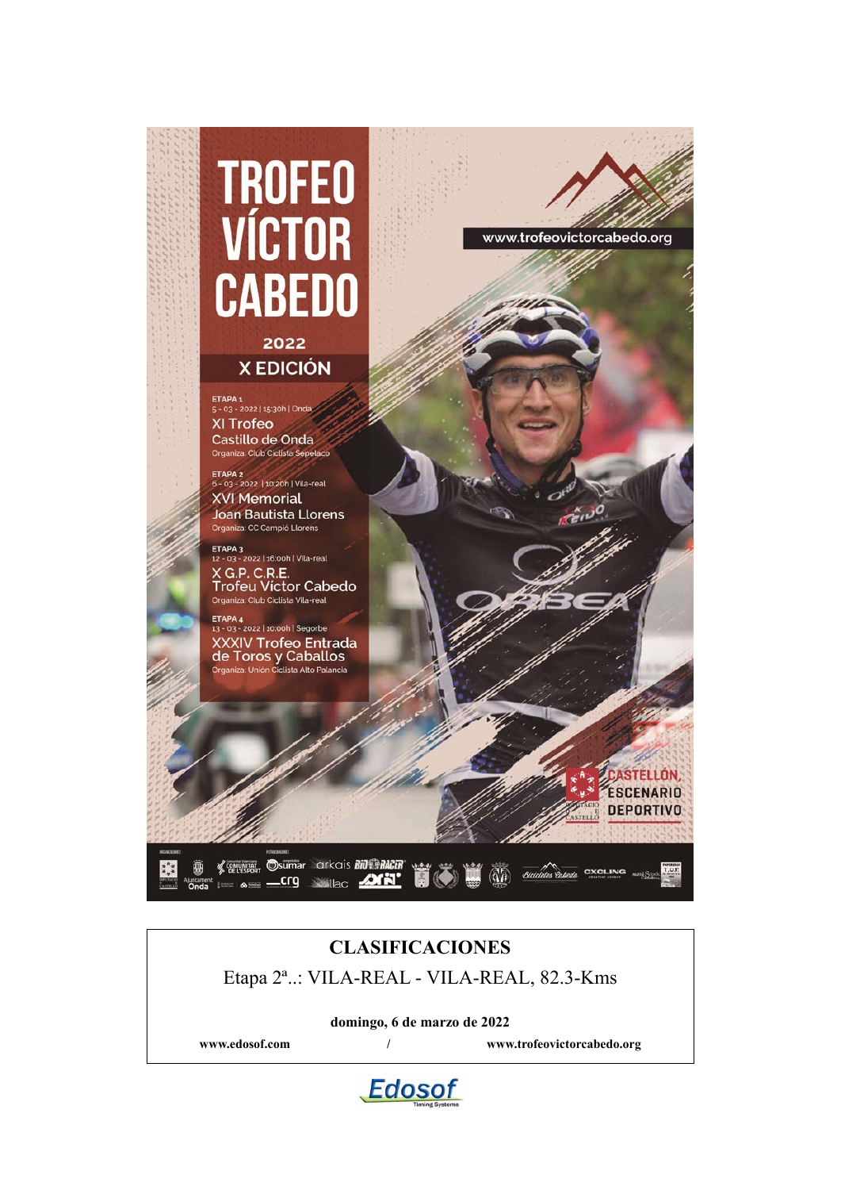# TROFEO VÍCTOR CABEDO

## 2022

## X EDICIÓN

**ETAPA 1**
5 - 03 - 2022 | 15:30h | Onda
**XI Trofeo Castillo de Onda**
Organiza: Club Ciclista Sepelaco

**ETAPA 2**
6 - 03 - 2022 | 10:20h | Vila-real
**XVI Memorial Joan Bautista Llorens**
Organiza: CC Campió Llorens

**ETAPA 3**
12 - 03 - 2022 | 16:00h | Vila-real
**X G.P. C.R.E. Trofeu Víctor Cabedo**
Organiza: Club Ciclista Vila-real

**ETAPA 4**
13 - 03 - 2022 | 10:00h | Segorbe
**XXXIV Trofeo Entrada de Toros y Caballos**
Organiza: Unión Ciclista Alto Palancia

www.trofeovictorcabedo.org

CASTELLÓN, ESCENARIO DEPORTIVO

---

## CLASIFICACIONES

Etapa 2ª..: VILA-REAL - VILA-REAL, 82.3-Kms

**domingo, 6 de marzo de 2022**

**www.edosof.com** / **www.trofeovictorcabedo.org**

Edosof Timing Systems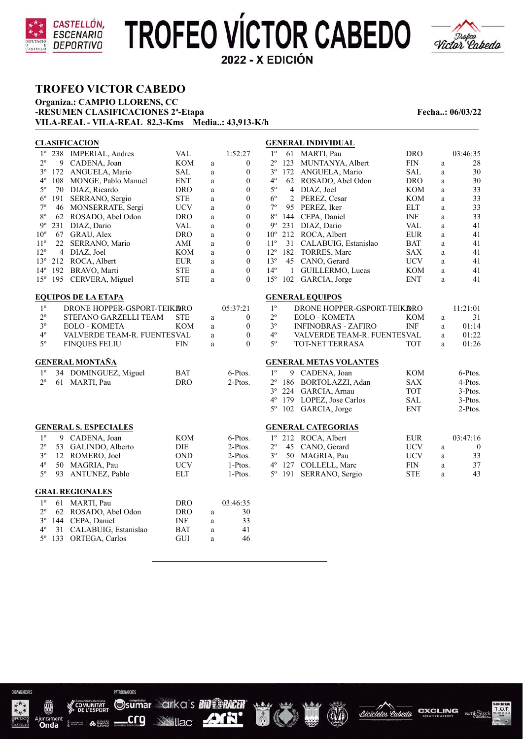# TROFEO VÍCTOR CABEDO

**2022 - X EDICIÓN**

## TROFEO VICTOR CABEDO

**Organiza.: CAMPIO LLORENS, CC**
**-RESUMEN CLASIFICACIONES 2ª-Etapa** **Fecha..: 06/03/22**
**VILA-REAL - VILA-REAL 82.3-Kms Media..: 43,913-K/h**

### CLASIFICACION

| Pos. | Dorsal | Nombre | Equipo | | Tiempo |
|---|---|---|---|---|---|
| 1º | 238 | IMPERIAL, Andres | VAL | | 1:52:27 |
| 2º | 9 | CADENA, Joan | KOM | a | 0 |
| 3º | 172 | ANGUELA, Mario | SAL | a | 0 |
| 4º | 108 | MONGE, Pablo Manuel | ENT | a | 0 |
| 5º | 70 | DIAZ, Ricardo | DRO | a | 0 |
| 6º | 191 | SERRANO, Sergio | STE | a | 0 |
| 7º | 46 | MONSERRATE, Sergi | UCV | a | 0 |
| 8º | 62 | ROSADO, Abel Odon | DRO | a | 0 |
| 9º | 231 | DIAZ, Dario | VAL | a | 0 |
| 10º | 67 | GRAU, Alex | DRO | a | 0 |
| 11º | 22 | SERRANO, Mario | AMI | a | 0 |
| 12º | 4 | DIAZ, Joel | KOM | a | 0 |
| 13º | 212 | ROCA, Albert | EUR | a | 0 |
| 14º | 192 | BRAVO, Marti | STE | a | 0 |
| 15º | 195 | CERVERA, Miguel | STE | a | 0 |

### GENERAL INDIVIDUAL

| Pos. | Dorsal | Nombre | Equipo | | Tiempo |
|---|---|---|---|---|---|
| 1º | 61 | MARTI, Pau | DRO | | 03:46:35 |
| 2º | 123 | MUNTANYA, Albert | FIN | a | 28 |
| 3º | 172 | ANGUELA, Mario | SAL | a | 30 |
| 4º | 62 | ROSADO, Abel Odon | DRO | a | 30 |
| 5º | 4 | DIAZ, Joel | KOM | a | 33 |
| 6º | 2 | PEREZ, Cesar | KOM | a | 33 |
| 7º | 95 | PEREZ, Iker | ELT | a | 33 |
| 8º | 144 | CEPA, Daniel | INF | a | 33 |
| 9º | 231 | DIAZ, Dario | VAL | a | 41 |
| 10º | 212 | ROCA, Albert | EUR | a | 41 |
| 11º | 31 | CALABUIG, Estanislao | BAT | a | 41 |
| 12º | 182 | TORRES, Marc | SAX | a | 41 |
| 13º | 45 | CANO, Gerard | UCV | a | 41 |
| 14º | 1 | GUILLERMO, Lucas | KOM | a | 41 |
| 15º | 102 | GARCIA, Jorge | ENT | a | 41 |

### EQUIPOS DE LA ETAPA

| Pos. | Equipo | | | Tiempo |
|---|---|---|---|---|
| 1º | DRONE HOPPER-GSPORT-TEIKA | DRO | | 05:37:21 |
| 2º | STEFANO GARZELLI TEAM | STE | a | 0 |
| 3º | EOLO - KOMETA | KOM | a | 0 |
| 4º | VALVERDE TEAM-R. FUENTES | VAL | a | 0 |
| 5º | FINQUES FELIU | FIN | a | 0 |

### GENERAL EQUIPOS

| Pos. | Equipo | | | Tiempo |
|---|---|---|---|---|
| 1º | DRONE HOPPER-GSPORT-TEIKA | DRO | | 11:21:01 |
| 2º | EOLO - KOMETA | KOM | a | 31 |
| 3º | INFINOBRAS - ZAFIRO | INF | a | 01:14 |
| 4º | VALVERDE TEAM-R. FUENTES | VAL | a | 01:22 |
| 5º | TOT-NET TERRASA | TOT | a | 01:26 |

### GENERAL MONTAÑA

| Pos. | Dorsal | Nombre | Equipo | Puntos |
|---|---|---|---|---|
| 1º | 34 | DOMINGUEZ, Miguel | BAT | 6-Ptos. |
| 2º | 61 | MARTI, Pau | DRO | 2-Ptos. |

### GENERAL METAS VOLANTES

| Pos. | Dorsal | Nombre | Equipo | Puntos |
|---|---|---|---|---|
| 1º | 9 | CADENA, Joan | KOM | 6-Ptos. |
| 2º | 186 | BORTOLAZZI, Adan | SAX | 4-Ptos. |
| 3º | 224 | GARCIA, Arnau | TOT | 3-Ptos. |
| 4º | 179 | LOPEZ, Jose Carlos | SAL | 3-Ptos. |
| 5º | 102 | GARCIA, Jorge | ENT | 2-Ptos. |

### GENERAL S. ESPECIALES

| Pos. | Dorsal | Nombre | Equipo | Puntos |
|---|---|---|---|---|
| 1º | 9 | CADENA, Joan | KOM | 6-Ptos. |
| 2º | 53 | GALINDO, Alberto | DIE | 2-Ptos. |
| 3º | 12 | ROMERO, Joel | OND | 2-Ptos. |
| 4º | 50 | MAGRIA, Pau | UCV | 1-Ptos. |
| 5º | 93 | ANTUNEZ, Pablo | ELT | 1-Ptos. |

### GENERAL CATEGORIAS

| Pos. | Dorsal | Nombre | Equipo | | Tiempo |
|---|---|---|---|---|---|
| 1º | 212 | ROCA, Albert | EUR | | 03:47:16 |
| 2º | 45 | CANO, Gerard | UCV | a | 0 |
| 3º | 50 | MAGRIA, Pau | UCV | a | 33 |
| 4º | 127 | COLLELL, Marc | FIN | a | 37 |
| 5º | 191 | SERRANO, Sergio | STE | a | 43 |

### GRAL REGIONALES

| Pos. | Dorsal | Nombre | Equipo | | Tiempo |
|---|---|---|---|---|---|
| 1º | 61 | MARTI, Pau | DRO | | 03:46:35 |
| 2º | 62 | ROSADO, Abel Odon | DRO | a | 30 |
| 3º | 144 | CEPA, Daniel | INF | a | 33 |
| 4º | 31 | CALABUIG, Estanislao | BAT | a | 41 |
| 5º | 133 | ORTEGA, Carlos | GUI | a | 46 |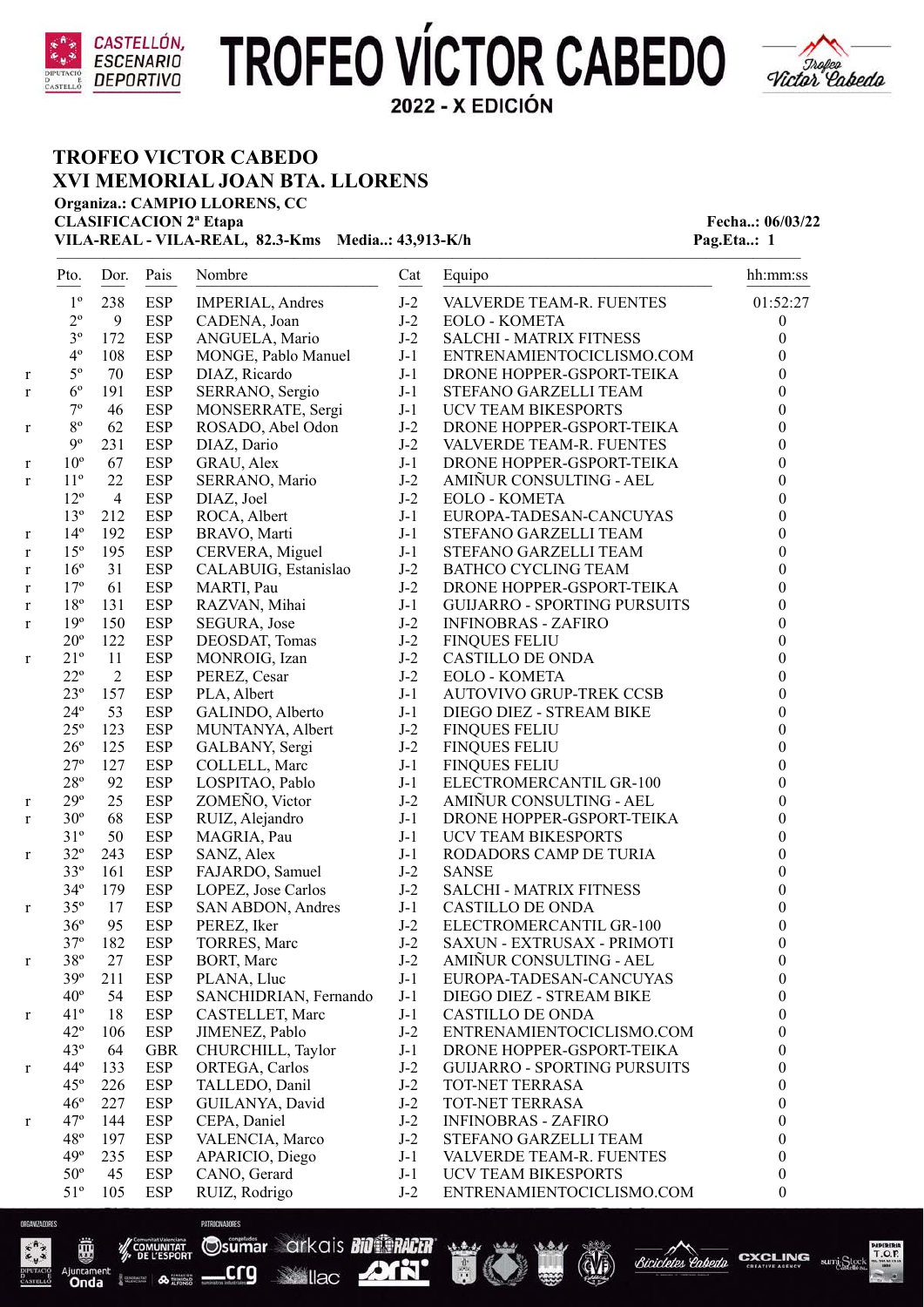# TROFEO VÍCTOR CABEDO
## 2022 - X EDICIÓN

**TROFEO VICTOR CABEDO**
**XVI MEMORIAL JOAN BTA. LLORENS**
**Organiza.: CAMPIO LLORENS, CC**
**CLASIFICACION 2ª Etapa** — **Fecha..: 06/03/22**
**VILA-REAL - VILA-REAL, 82.3-Kms Media..: 43,913-K/h** — **Pag.Eta..: 1**

| | Pto. | Dor. | Pais | Nombre | Cat | Equipo | hh:mm:ss |
|---|---|---|---|---|---|---|---|
| | 1º | 238 | ESP | IMPERIAL, Andres | J-2 | VALVERDE TEAM-R. FUENTES | 01:52:27 |
| | 2º | 9 | ESP | CADENA, Joan | J-2 | EOLO - KOMETA | 0 |
| | 3º | 172 | ESP | ANGUELA, Mario | J-2 | SALCHI - MATRIX FITNESS | 0 |
| | 4º | 108 | ESP | MONGE, Pablo Manuel | J-1 | ENTRENAMIENTOCICLISMO.COM | 0 |
| r | 5º | 70 | ESP | DIAZ, Ricardo | J-1 | DRONE HOPPER-GSPORT-TEIKA | 0 |
| r | 6º | 191 | ESP | SERRANO, Sergio | J-1 | STEFANO GARZELLI TEAM | 0 |
| | 7º | 46 | ESP | MONSERRATE, Sergi | J-1 | UCV TEAM BIKESPORTS | 0 |
| r | 8º | 62 | ESP | ROSADO, Abel Odon | J-2 | DRONE HOPPER-GSPORT-TEIKA | 0 |
| | 9º | 231 | ESP | DIAZ, Dario | J-2 | VALVERDE TEAM-R. FUENTES | 0 |
| r | 10º | 67 | ESP | GRAU, Alex | J-1 | DRONE HOPPER-GSPORT-TEIKA | 0 |
| r | 11º | 22 | ESP | SERRANO, Mario | J-2 | AMIÑUR CONSULTING - AEL | 0 |
| | 12º | 4 | ESP | DIAZ, Joel | J-2 | EOLO - KOMETA | 0 |
| | 13º | 212 | ESP | ROCA, Albert | J-1 | EUROPA-TADESAN-CANCUYAS | 0 |
| r | 14º | 192 | ESP | BRAVO, Marti | J-1 | STEFANO GARZELLI TEAM | 0 |
| r | 15º | 195 | ESP | CERVERA, Miguel | J-1 | STEFANO GARZELLI TEAM | 0 |
| r | 16º | 31 | ESP | CALABUIG, Estanislao | J-2 | BATHCO CYCLING TEAM | 0 |
| r | 17º | 61 | ESP | MARTI, Pau | J-2 | DRONE HOPPER-GSPORT-TEIKA | 0 |
| r | 18º | 131 | ESP | RAZVAN, Mihai | J-1 | GUIJARRO - SPORTING PURSUITS | 0 |
| r | 19º | 150 | ESP | SEGURA, Jose | J-2 | INFINOBRAS - ZAFIRO | 0 |
| | 20º | 122 | ESP | DEOSDAT, Tomas | J-2 | FINQUES FELIU | 0 |
| r | 21º | 11 | ESP | MONROIG, Izan | J-2 | CASTILLO DE ONDA | 0 |
| | 22º | 2 | ESP | PEREZ, Cesar | J-2 | EOLO - KOMETA | 0 |
| | 23º | 157 | ESP | PLA, Albert | J-1 | AUTOVIVO GRUP-TREK CCSB | 0 |
| | 24º | 53 | ESP | GALINDO, Alberto | J-1 | DIEGO DIEZ - STREAM BIKE | 0 |
| | 25º | 123 | ESP | MUNTANYA, Albert | J-2 | FINQUES FELIU | 0 |
| | 26º | 125 | ESP | GALBANY, Sergi | J-2 | FINQUES FELIU | 0 |
| | 27º | 127 | ESP | COLLELL, Marc | J-1 | FINQUES FELIU | 0 |
| | 28º | 92 | ESP | LOSPITAO, Pablo | J-1 | ELECTROMERCANTIL GR-100 | 0 |
| r | 29º | 25 | ESP | ZOMEÑO, Victor | J-2 | AMIÑUR CONSULTING - AEL | 0 |
| r | 30º | 68 | ESP | RUIZ, Alejandro | J-1 | DRONE HOPPER-GSPORT-TEIKA | 0 |
| | 31º | 50 | ESP | MAGRIA, Pau | J-1 | UCV TEAM BIKESPORTS | 0 |
| r | 32º | 243 | ESP | SANZ, Alex | J-1 | RODADORS CAMP DE TURIA | 0 |
| | 33º | 161 | ESP | FAJARDO, Samuel | J-2 | SANSE | 0 |
| | 34º | 179 | ESP | LOPEZ, Jose Carlos | J-2 | SALCHI - MATRIX FITNESS | 0 |
| r | 35º | 17 | ESP | SAN ABDON, Andres | J-1 | CASTILLO DE ONDA | 0 |
| | 36º | 95 | ESP | PEREZ, Iker | J-2 | ELECTROMERCANTIL GR-100 | 0 |
| | 37º | 182 | ESP | TORRES, Marc | J-2 | SAXUN - EXTRUSAX - PRIMOTI | 0 |
| r | 38º | 27 | ESP | BORT, Marc | J-2 | AMIÑUR CONSULTING - AEL | 0 |
| | 39º | 211 | ESP | PLANA, Lluc | J-1 | EUROPA-TADESAN-CANCUYAS | 0 |
| | 40º | 54 | ESP | SANCHIDRIAN, Fernando | J-1 | DIEGO DIEZ - STREAM BIKE | 0 |
| r | 41º | 18 | ESP | CASTELLET, Marc | J-1 | CASTILLO DE ONDA | 0 |
| | 42º | 106 | ESP | JIMENEZ, Pablo | J-2 | ENTRENAMIENTOCICLISMO.COM | 0 |
| | 43º | 64 | GBR | CHURCHILL, Taylor | J-1 | DRONE HOPPER-GSPORT-TEIKA | 0 |
| r | 44º | 133 | ESP | ORTEGA, Carlos | J-2 | GUIJARRO - SPORTING PURSUITS | 0 |
| | 45º | 226 | ESP | TALLEDO, Danil | J-2 | TOT-NET TERRASA | 0 |
| | 46º | 227 | ESP | GUILANYA, David | J-2 | TOT-NET TERRASA | 0 |
| r | 47º | 144 | ESP | CEPA, Daniel | J-2 | INFINOBRAS - ZAFIRO | 0 |
| | 48º | 197 | ESP | VALENCIA, Marco | J-2 | STEFANO GARZELLI TEAM | 0 |
| | 49º | 235 | ESP | APARICIO, Diego | J-1 | VALVERDE TEAM-R. FUENTES | 0 |
| | 50º | 45 | ESP | CANO, Gerard | J-1 | UCV TEAM BIKESPORTS | 0 |
| | 51º | 105 | ESP | RUIZ, Rodrigo | J-2 | ENTRENAMIENTOCICLISMO.COM | 0 |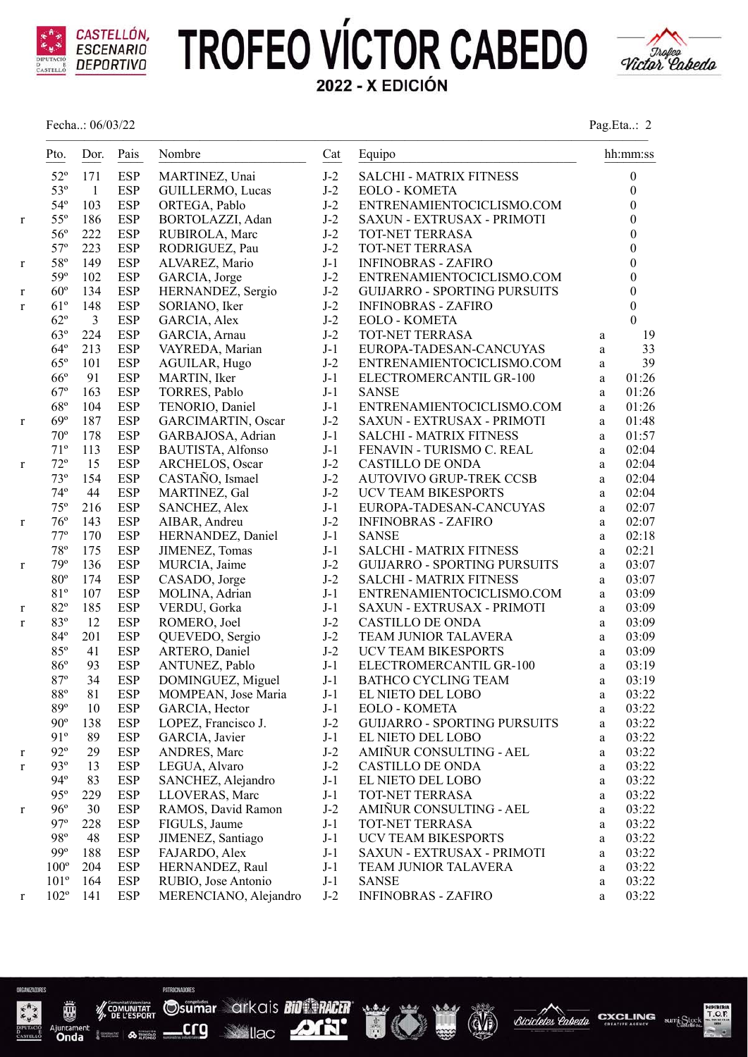# TROFEO VÍCTOR CABEDO

**2022 - X EDICIÓN**

Fecha..: 06/03/22

| | Pto. | Dor. | Pais | Nombre | Cat | Equipo | | hh:mm:ss |
|---|---|---|---|---|---|---|---|---|
| | 52º | 171 | ESP | MARTINEZ, Unai | J-2 | SALCHI - MATRIX FITNESS | | 0 |
| | 53º | 1 | ESP | GUILLERMO, Lucas | J-2 | EOLO - KOMETA | | 0 |
| | 54º | 103 | ESP | ORTEGA, Pablo | J-2 | ENTRENAMIENTOCICLISMO.COM | | 0 |
| r | 55º | 186 | ESP | BORTOLAZZI, Adan | J-2 | SAXUN - EXTRUSAX - PRIMOTI | | 0 |
| | 56º | 222 | ESP | RUBIROLA, Marc | J-2 | TOT-NET TERRASA | | 0 |
| | 57º | 223 | ESP | RODRIGUEZ, Pau | J-2 | TOT-NET TERRASA | | 0 |
| r | 58º | 149 | ESP | ALVAREZ, Mario | J-1 | INFINOBRAS - ZAFIRO | | 0 |
| | 59º | 102 | ESP | GARCIA, Jorge | J-2 | ENTRENAMIENTOCICLISMO.COM | | 0 |
| r | 60º | 134 | ESP | HERNANDEZ, Sergio | J-2 | GUIJARRO - SPORTING PURSUITS | | 0 |
| r | 61º | 148 | ESP | SORIANO, Iker | J-2 | INFINOBRAS - ZAFIRO | | 0 |
| | 62º | 3 | ESP | GARCIA, Alex | J-2 | EOLO - KOMETA | | 0 |
| | 63º | 224 | ESP | GARCIA, Arnau | J-2 | TOT-NET TERRASA | a | 19 |
| | 64º | 213 | ESP | VAYREDA, Marian | J-1 | EUROPA-TADESAN-CANCUYAS | a | 33 |
| | 65º | 101 | ESP | AGUILAR, Hugo | J-2 | ENTRENAMIENTOCICLISMO.COM | a | 39 |
| | 66º | 91 | ESP | MARTIN, Iker | J-1 | ELECTROMERCANTIL GR-100 | a | 01:26 |
| | 67º | 163 | ESP | TORRES, Pablo | J-1 | SANSE | a | 01:26 |
| | 68º | 104 | ESP | TENORIO, Daniel | J-1 | ENTRENAMIENTOCICLISMO.COM | a | 01:26 |
| r | 69º | 187 | ESP | GARCIMARTIN, Oscar | J-2 | SAXUN - EXTRUSAX - PRIMOTI | a | 01:48 |
| | 70º | 178 | ESP | GARBAJOSA, Adrian | J-1 | SALCHI - MATRIX FITNESS | a | 01:57 |
| | 71º | 113 | ESP | BAUTISTA, Alfonso | J-1 | FENAVIN - TURISMO C. REAL | a | 02:04 |
| r | 72º | 15 | ESP | ARCHELOS, Oscar | J-2 | CASTILLO DE ONDA | a | 02:04 |
| | 73º | 154 | ESP | CASTAÑO, Ismael | J-2 | AUTOVIVO GRUP-TREK CCSB | a | 02:04 |
| | 74º | 44 | ESP | MARTINEZ, Gal | J-2 | UCV TEAM BIKESPORTS | a | 02:04 |
| | 75º | 216 | ESP | SANCHEZ, Alex | J-1 | EUROPA-TADESAN-CANCUYAS | a | 02:07 |
| r | 76º | 143 | ESP | AIBAR, Andreu | J-2 | INFINOBRAS - ZAFIRO | a | 02:07 |
| | 77º | 170 | ESP | HERNANDEZ, Daniel | J-1 | SANSE | a | 02:18 |
| | 78º | 175 | ESP | JIMENEZ, Tomas | J-1 | SALCHI - MATRIX FITNESS | a | 02:21 |
| r | 79º | 136 | ESP | MURCIA, Jaime | J-2 | GUIJARRO - SPORTING PURSUITS | a | 03:07 |
| | 80º | 174 | ESP | CASADO, Jorge | J-2 | SALCHI - MATRIX FITNESS | a | 03:07 |
| | 81º | 107 | ESP | MOLINA, Adrian | J-1 | ENTRENAMIENTOCICLISMO.COM | a | 03:09 |
| r | 82º | 185 | ESP | VERDU, Gorka | J-1 | SAXUN - EXTRUSAX - PRIMOTI | a | 03:09 |
| r | 83º | 12 | ESP | ROMERO, Joel | J-2 | CASTILLO DE ONDA | a | 03:09 |
| | 84º | 201 | ESP | QUEVEDO, Sergio | J-2 | TEAM JUNIOR TALAVERA | a | 03:09 |
| | 85º | 41 | ESP | ARTERO, Daniel | J-2 | UCV TEAM BIKESPORTS | a | 03:09 |
| | 86º | 93 | ESP | ANTUNEZ, Pablo | J-1 | ELECTROMERCANTIL GR-100 | a | 03:19 |
| | 87º | 34 | ESP | DOMINGUEZ, Miguel | J-1 | BATHCO CYCLING TEAM | a | 03:19 |
| | 88º | 81 | ESP | MOMPEAN, Jose Maria | J-1 | EL NIETO DEL LOBO | a | 03:22 |
| | 89º | 10 | ESP | GARCIA, Hector | J-1 | EOLO - KOMETA | a | 03:22 |
| | 90º | 138 | ESP | LOPEZ, Francisco J. | J-2 | GUIJARRO - SPORTING PURSUITS | a | 03:22 |
| | 91º | 89 | ESP | GARCIA, Javier | J-1 | EL NIETO DEL LOBO | a | 03:22 |
| r | 92º | 29 | ESP | ANDRES, Marc | J-2 | AMIÑUR CONSULTING - AEL | a | 03:22 |
| r | 93º | 13 | ESP | LEGUA, Alvaro | J-2 | CASTILLO DE ONDA | a | 03:22 |
| | 94º | 83 | ESP | SANCHEZ, Alejandro | J-1 | EL NIETO DEL LOBO | a | 03:22 |
| | 95º | 229 | ESP | LLOVERAS, Marc | J-1 | TOT-NET TERRASA | a | 03:22 |
| r | 96º | 30 | ESP | RAMOS, David Ramon | J-2 | AMIÑUR CONSULTING - AEL | a | 03:22 |
| | 97º | 228 | ESP | FIGULS, Jaume | J-1 | TOT-NET TERRASA | a | 03:22 |
| | 98º | 48 | ESP | JIMENEZ, Santiago | J-1 | UCV TEAM BIKESPORTS | a | 03:22 |
| | 99º | 188 | ESP | FAJARDO, Alex | J-1 | SAXUN - EXTRUSAX - PRIMOTI | a | 03:22 |
| | 100º | 204 | ESP | HERNANDEZ, Raul | J-1 | TEAM JUNIOR TALAVERA | a | 03:22 |
| | 101º | 164 | ESP | RUBIO, Jose Antonio | J-1 | SANSE | a | 03:22 |
| r | 102º | 141 | ESP | MERENCIANO, Alejandro | J-2 | INFINOBRAS - ZAFIRO | a | 03:22 |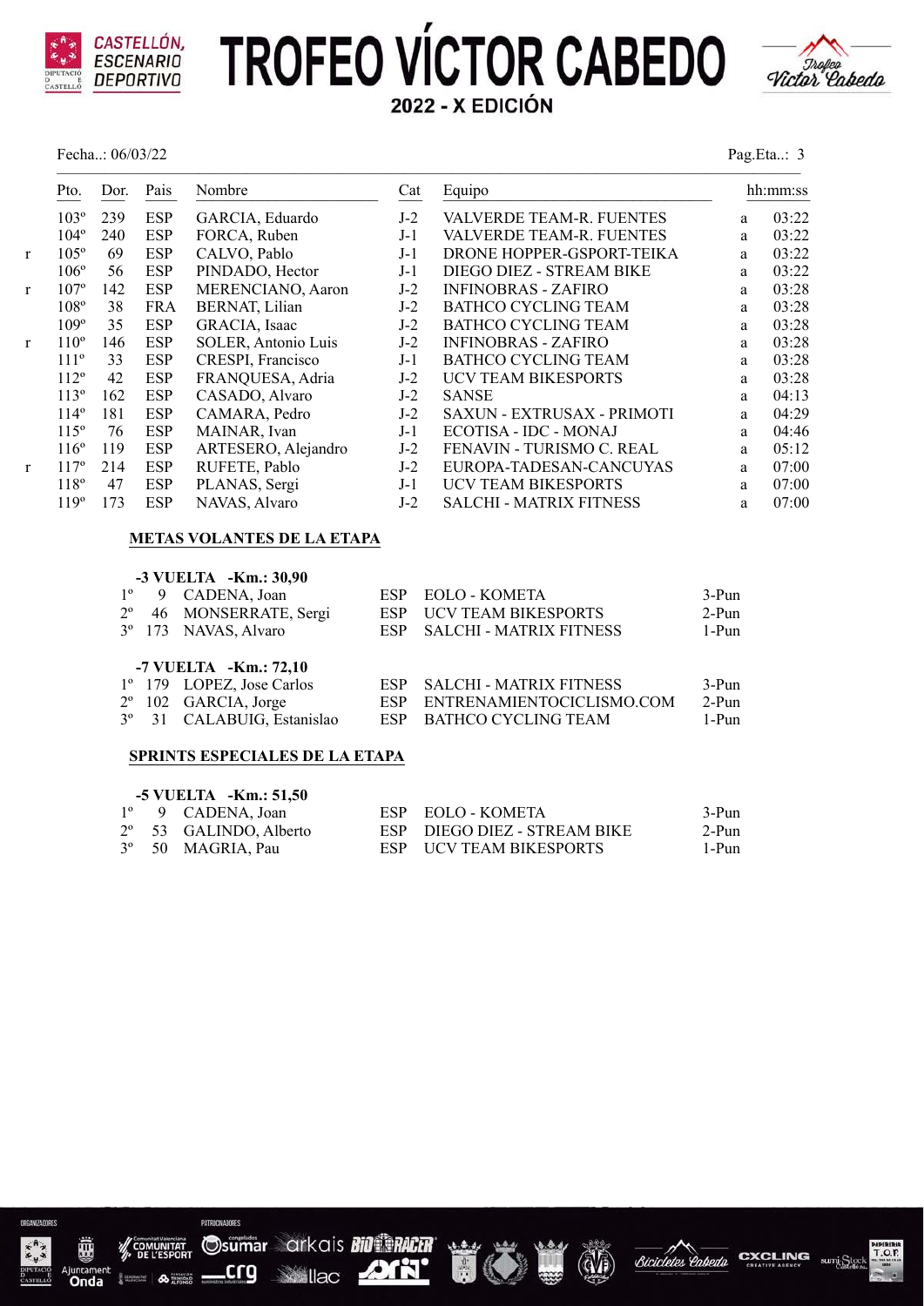# TROFEO VÍCTOR CABEDO

## 2022 - X EDICIÓN

Fecha..: 06/03/22

Pag.Eta..: 3

| | Pto. | Dor. | Pais | Nombre | Cat | Equipo | | hh:mm:ss |
|---|---|---|---|---|---|---|---|---|
| | 103º | 239 | ESP | GARCIA, Eduardo | J-2 | VALVERDE TEAM-R. FUENTES | a | 03:22 |
| | 104º | 240 | ESP | FORCA, Ruben | J-1 | VALVERDE TEAM-R. FUENTES | a | 03:22 |
| r | 105º | 69 | ESP | CALVO, Pablo | J-1 | DRONE HOPPER-GSPORT-TEIKA | a | 03:22 |
| | 106º | 56 | ESP | PINDADO, Hector | J-1 | DIEGO DIEZ - STREAM BIKE | a | 03:22 |
| r | 107º | 142 | ESP | MERENCIANO, Aaron | J-2 | INFINOBRAS - ZAFIRO | a | 03:28 |
| | 108º | 38 | FRA | BERNAT, Lilian | J-2 | BATHCO CYCLING TEAM | a | 03:28 |
| | 109º | 35 | ESP | GRACIA, Isaac | J-2 | BATHCO CYCLING TEAM | a | 03:28 |
| r | 110º | 146 | ESP | SOLER, Antonio Luis | J-2 | INFINOBRAS - ZAFIRO | a | 03:28 |
| | 111º | 33 | ESP | CRESPI, Francisco | J-1 | BATHCO CYCLING TEAM | a | 03:28 |
| | 112º | 42 | ESP | FRANQUESA, Adria | J-2 | UCV TEAM BIKESPORTS | a | 03:28 |
| | 113º | 162 | ESP | CASADO, Alvaro | J-2 | SANSE | a | 04:13 |
| | 114º | 181 | ESP | CAMARA, Pedro | J-2 | SAXUN - EXTRUSAX - PRIMOTI | a | 04:29 |
| | 115º | 76 | ESP | MAINAR, Ivan | J-1 | ECOTISA - IDC - MONAJ | a | 04:46 |
| | 116º | 119 | ESP | ARTESERO, Alejandro | J-2 | FENAVIN - TURISMO C. REAL | a | 05:12 |
| r | 117º | 214 | ESP | RUFETE, Pablo | J-2 | EUROPA-TADESAN-CANCUYAS | a | 07:00 |
| | 118º | 47 | ESP | PLANAS, Sergi | J-1 | UCV TEAM BIKESPORTS | a | 07:00 |
| | 119º | 173 | ESP | NAVAS, Alvaro | J-2 | SALCHI - MATRIX FITNESS | a | 07:00 |

### METAS VOLANTES DE LA ETAPA

**-3 VUELTA -Km.: 30,90**

| | Dor. | Nombre | Pais | Equipo | Puntos |
|---|---|---|---|---|---|
| 1º | 9 | CADENA, Joan | ESP | EOLO - KOMETA | 3-Pun |
| 2º | 46 | MONSERRATE, Sergi | ESP | UCV TEAM BIKESPORTS | 2-Pun |
| 3º | 173 | NAVAS, Alvaro | ESP | SALCHI - MATRIX FITNESS | 1-Pun |

**-7 VUELTA -Km.: 72,10**

| | Dor. | Nombre | Pais | Equipo | Puntos |
|---|---|---|---|---|---|
| 1º | 179 | LOPEZ, Jose Carlos | ESP | SALCHI - MATRIX FITNESS | 3-Pun |
| 2º | 102 | GARCIA, Jorge | ESP | ENTRENAMIENTOCICLISMO.COM | 2-Pun |
| 3º | 31 | CALABUIG, Estanislao | ESP | BATHCO CYCLING TEAM | 1-Pun |

### SPRINTS ESPECIALES DE LA ETAPA

**-5 VUELTA -Km.: 51,50**

| | Dor. | Nombre | Pais | Equipo | Puntos |
|---|---|---|---|---|---|
| 1º | 9 | CADENA, Joan | ESP | EOLO - KOMETA | 3-Pun |
| 2º | 53 | GALINDO, Alberto | ESP | DIEGO DIEZ - STREAM BIKE | 2-Pun |
| 3º | 50 | MAGRIA, Pau | ESP | UCV TEAM BIKESPORTS | 1-Pun |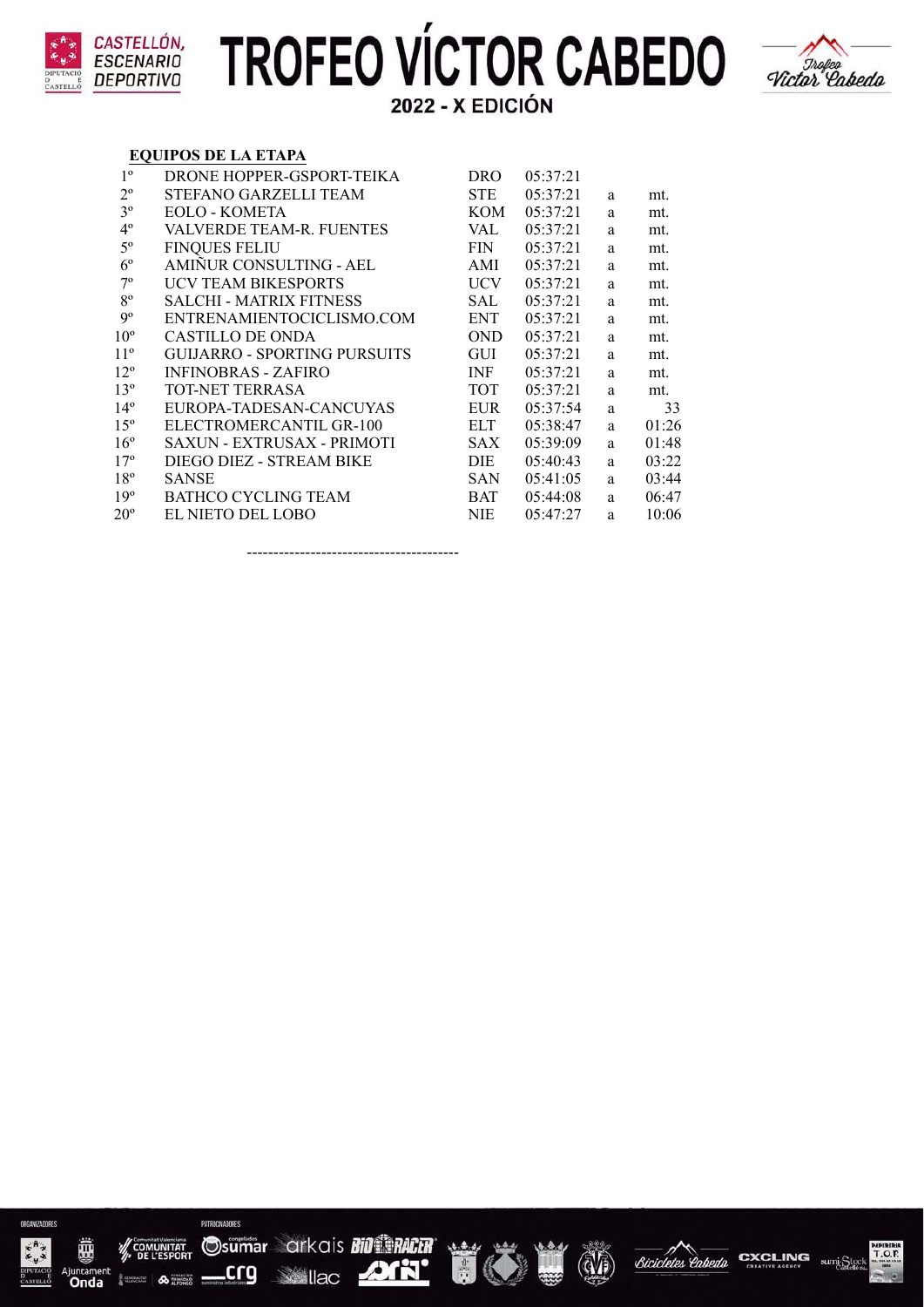# TROFEO VÍCTOR CABEDO

## 2022 - X EDICIÓN

**EQUIPOS DE LA ETAPA**

| | | | | | |
|---|---|---|---|---|---|
| 1º | DRONE HOPPER-GSPORT-TEIKA | DRO | 05:37:21 | | |
| 2º | STEFANO GARZELLI TEAM | STE | 05:37:21 | a | mt. |
| 3º | EOLO - KOMETA | KOM | 05:37:21 | a | mt. |
| 4º | VALVERDE TEAM-R. FUENTES | VAL | 05:37:21 | a | mt. |
| 5º | FINQUES FELIU | FIN | 05:37:21 | a | mt. |
| 6º | AMIÑUR CONSULTING - AEL | AMI | 05:37:21 | a | mt. |
| 7º | UCV TEAM BIKESPORTS | UCV | 05:37:21 | a | mt. |
| 8º | SALCHI - MATRIX FITNESS | SAL | 05:37:21 | a | mt. |
| 9º | ENTRENAMIENTOCICLISMO.COM | ENT | 05:37:21 | a | mt. |
| 10º | CASTILLO DE ONDA | OND | 05:37:21 | a | mt. |
| 11º | GUIJARRO - SPORTING PURSUITS | GUI | 05:37:21 | a | mt. |
| 12º | INFINOBRAS - ZAFIRO | INF | 05:37:21 | a | mt. |
| 13º | TOT-NET TERRASA | TOT | 05:37:21 | a | mt. |
| 14º | EUROPA-TADESAN-CANCUYAS | EUR | 05:37:54 | a | 33 |
| 15º | ELECTROMERCANTIL GR-100 | ELT | 05:38:47 | a | 01:26 |
| 16º | SAXUN - EXTRUSAX - PRIMOTI | SAX | 05:39:09 | a | 01:48 |
| 17º | DIEGO DIEZ - STREAM BIKE | DIE | 05:40:43 | a | 03:22 |
| 18º | SANSE | SAN | 05:41:05 | a | 03:44 |
| 19º | BATHCO CYCLING TEAM | BAT | 05:44:08 | a | 06:47 |
| 20º | EL NIETO DEL LOBO | NIE | 05:47:27 | a | 10:06 |

----------------------------------------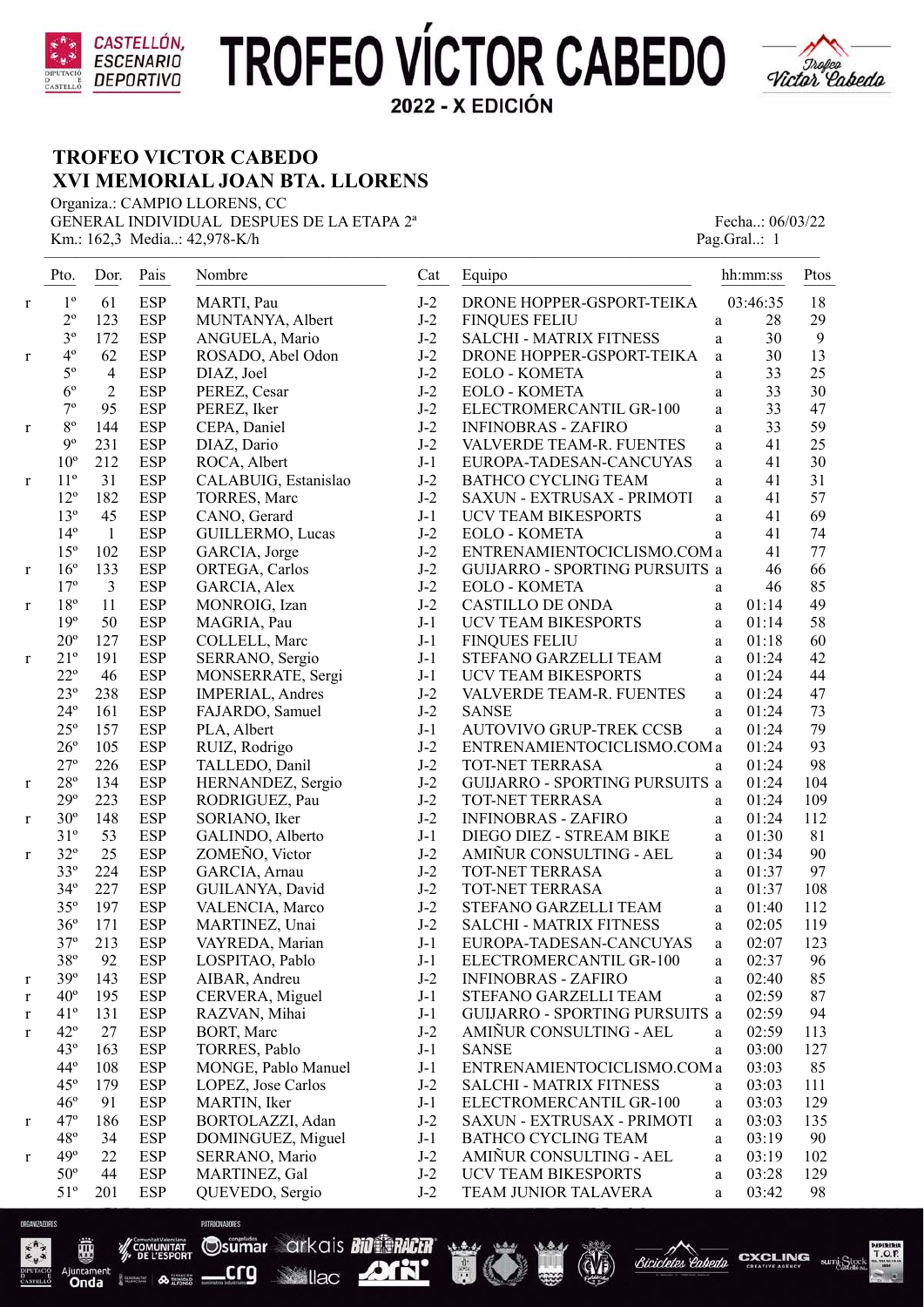# TROFEO VÍCTOR CABEDO

2022 - X EDICIÓN

## TROFEO VICTOR CABEDO
## XVI MEMORIAL JOAN BTA. LLORENS

Organiza.: CAMPIO LLORENS, CC
GENERAL INDIVIDUAL DESPUES DE LA ETAPA 2ª
Km.: 162,3 Media..: 42,978-K/h

Fecha..: 06/03/22
Pag.Gral..: 1

| | Pto. | Dor. | Pais | Nombre | Cat | Equipo | | hh:mm:ss | Ptos |
|---|---|---|---|---|---|---|---|---|---|
| r | 1º | 61 | ESP | MARTI, Pau | J-2 | DRONE HOPPER-GSPORT-TEIKA | | 03:46:35 | 18 |
| | 2º | 123 | ESP | MUNTANYA, Albert | J-2 | FINQUES FELIU | a | 28 | 29 |
| | 3º | 172 | ESP | ANGUELA, Mario | J-2 | SALCHI - MATRIX FITNESS | a | 30 | 9 |
| r | 4º | 62 | ESP | ROSADO, Abel Odon | J-2 | DRONE HOPPER-GSPORT-TEIKA | a | 30 | 13 |
| | 5º | 4 | ESP | DIAZ, Joel | J-2 | EOLO - KOMETA | a | 33 | 25 |
| | 6º | 2 | ESP | PEREZ, Cesar | J-2 | EOLO - KOMETA | a | 33 | 30 |
| | 7º | 95 | ESP | PEREZ, Iker | J-2 | ELECTROMERCANTIL GR-100 | a | 33 | 47 |
| r | 8º | 144 | ESP | CEPA, Daniel | J-2 | INFINOBRAS - ZAFIRO | a | 33 | 59 |
| | 9º | 231 | ESP | DIAZ, Dario | J-2 | VALVERDE TEAM-R. FUENTES | a | 41 | 25 |
| | 10º | 212 | ESP | ROCA, Albert | J-1 | EUROPA-TADESAN-CANCUYAS | a | 41 | 30 |
| r | 11º | 31 | ESP | CALABUIG, Estanislao | J-2 | BATHCO CYCLING TEAM | a | 41 | 31 |
| | 12º | 182 | ESP | TORRES, Marc | J-2 | SAXUN - EXTRUSAX - PRIMOTI | a | 41 | 57 |
| | 13º | 45 | ESP | CANO, Gerard | J-1 | UCV TEAM BIKESPORTS | a | 41 | 69 |
| | 14º | 1 | ESP | GUILLERMO, Lucas | J-2 | EOLO - KOMETA | a | 41 | 74 |
| | 15º | 102 | ESP | GARCIA, Jorge | J-2 | ENTRENAMIENTOCICLISMO.COM | a | 41 | 77 |
| r | 16º | 133 | ESP | ORTEGA, Carlos | J-2 | GUIJARRO - SPORTING PURSUITS | a | 46 | 66 |
| | 17º | 3 | ESP | GARCIA, Alex | J-2 | EOLO - KOMETA | a | 46 | 85 |
| r | 18º | 11 | ESP | MONROIG, Izan | J-2 | CASTILLO DE ONDA | a | 01:14 | 49 |
| | 19º | 50 | ESP | MAGRIA, Pau | J-1 | UCV TEAM BIKESPORTS | a | 01:14 | 58 |
| | 20º | 127 | ESP | COLLELL, Marc | J-1 | FINQUES FELIU | a | 01:18 | 60 |
| r | 21º | 191 | ESP | SERRANO, Sergio | J-1 | STEFANO GARZELLI TEAM | a | 01:24 | 42 |
| | 22º | 46 | ESP | MONSERRATE, Sergi | J-1 | UCV TEAM BIKESPORTS | a | 01:24 | 44 |
| | 23º | 238 | ESP | IMPERIAL, Andres | J-2 | VALVERDE TEAM-R. FUENTES | a | 01:24 | 47 |
| | 24º | 161 | ESP | FAJARDO, Samuel | J-2 | SANSE | a | 01:24 | 73 |
| | 25º | 157 | ESP | PLA, Albert | J-1 | AUTOVIVO GRUP-TREK CCSB | a | 01:24 | 79 |
| | 26º | 105 | ESP | RUIZ, Rodrigo | J-2 | ENTRENAMIENTOCICLISMO.COM | a | 01:24 | 93 |
| | 27º | 226 | ESP | TALLEDO, Danil | J-2 | TOT-NET TERRASA | a | 01:24 | 98 |
| r | 28º | 134 | ESP | HERNANDEZ, Sergio | J-2 | GUIJARRO - SPORTING PURSUITS | a | 01:24 | 104 |
| | 29º | 223 | ESP | RODRIGUEZ, Pau | J-2 | TOT-NET TERRASA | a | 01:24 | 109 |
| r | 30º | 148 | ESP | SORIANO, Iker | J-2 | INFINOBRAS - ZAFIRO | a | 01:24 | 112 |
| | 31º | 53 | ESP | GALINDO, Alberto | J-1 | DIEGO DIEZ - STREAM BIKE | a | 01:30 | 81 |
| r | 32º | 25 | ESP | ZOMEÑO, Victor | J-2 | AMIÑUR CONSULTING - AEL | a | 01:34 | 90 |
| | 33º | 224 | ESP | GARCIA, Arnau | J-2 | TOT-NET TERRASA | a | 01:37 | 97 |
| | 34º | 227 | ESP | GUILANYA, David | J-2 | TOT-NET TERRASA | a | 01:37 | 108 |
| | 35º | 197 | ESP | VALENCIA, Marco | J-2 | STEFANO GARZELLI TEAM | a | 01:40 | 112 |
| | 36º | 171 | ESP | MARTINEZ, Unai | J-2 | SALCHI - MATRIX FITNESS | a | 02:05 | 119 |
| | 37º | 213 | ESP | VAYREDA, Marian | J-1 | EUROPA-TADESAN-CANCUYAS | a | 02:07 | 123 |
| | 38º | 92 | ESP | LOSPITAO, Pablo | J-1 | ELECTROMERCANTIL GR-100 | a | 02:37 | 96 |
| r | 39º | 143 | ESP | AIBAR, Andreu | J-2 | INFINOBRAS - ZAFIRO | a | 02:40 | 85 |
| r | 40º | 195 | ESP | CERVERA, Miguel | J-1 | STEFANO GARZELLI TEAM | a | 02:59 | 87 |
| r | 41º | 131 | ESP | RAZVAN, Mihai | J-1 | GUIJARRO - SPORTING PURSUITS | a | 02:59 | 94 |
| r | 42º | 27 | ESP | BORT, Marc | J-2 | AMIÑUR CONSULTING - AEL | a | 02:59 | 113 |
| | 43º | 163 | ESP | TORRES, Pablo | J-1 | SANSE | a | 03:00 | 127 |
| | 44º | 108 | ESP | MONGE, Pablo Manuel | J-1 | ENTRENAMIENTOCICLISMO.COM | a | 03:03 | 85 |
| | 45º | 179 | ESP | LOPEZ, Jose Carlos | J-2 | SALCHI - MATRIX FITNESS | a | 03:03 | 111 |
| | 46º | 91 | ESP | MARTIN, Iker | J-1 | ELECTROMERCANTIL GR-100 | a | 03:03 | 129 |
| r | 47º | 186 | ESP | BORTOLAZZI, Adan | J-2 | SAXUN - EXTRUSAX - PRIMOTI | a | 03:03 | 135 |
| | 48º | 34 | ESP | DOMINGUEZ, Miguel | J-1 | BATHCO CYCLING TEAM | a | 03:19 | 90 |
| r | 49º | 22 | ESP | SERRANO, Mario | J-2 | AMIÑUR CONSULTING - AEL | a | 03:19 | 102 |
| | 50º | 44 | ESP | MARTINEZ, Gal | J-2 | UCV TEAM BIKESPORTS | a | 03:28 | 129 |
| | 51º | 201 | ESP | QUEVEDO, Sergio | J-2 | TEAM JUNIOR TALAVERA | a | 03:42 | 98 |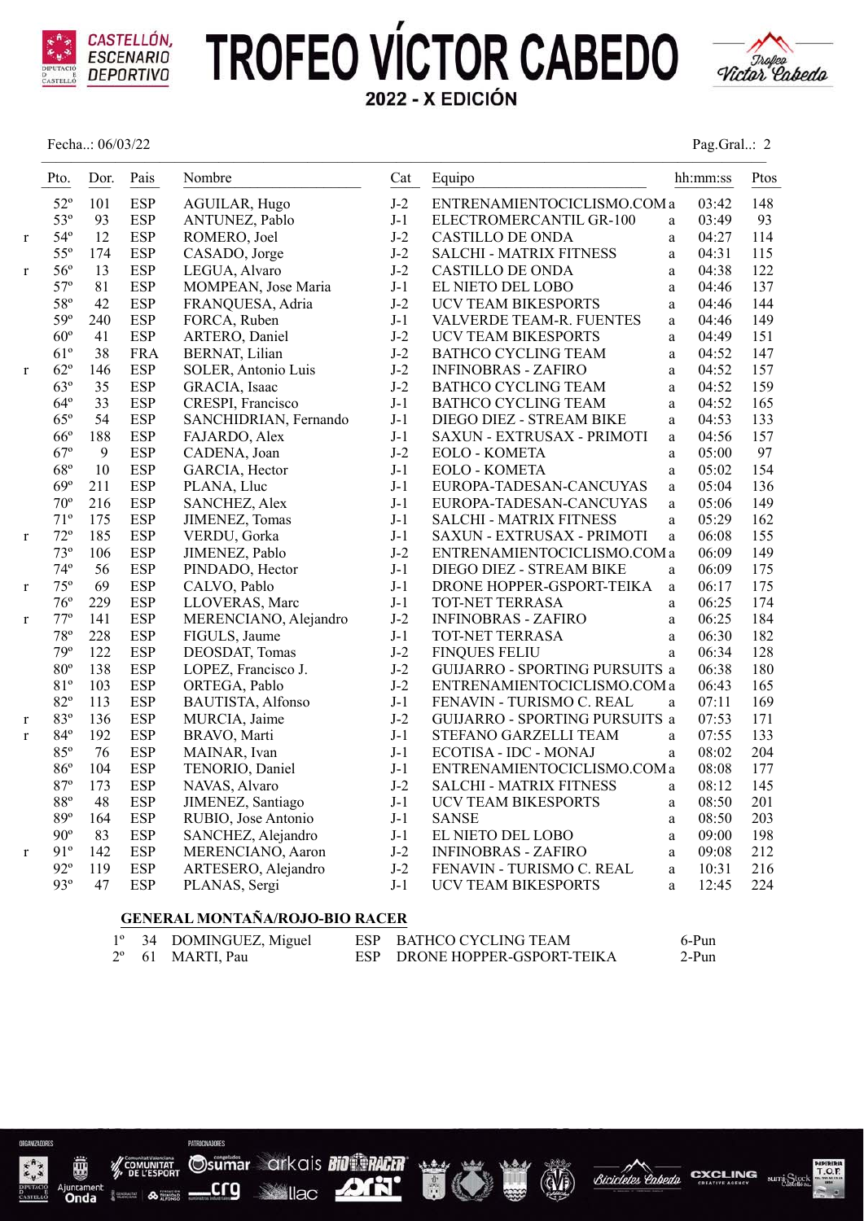# TROFEO VÍCTOR CABEDO

## 2022 - X EDICIÓN

Fecha..: 06/03/22

Pag.Gral..: 2

| | Pto. | Dor. | Pais | Nombre | Cat | Equipo | | hh:mm:ss | Ptos |
|---|---|---|---|---|---|---|---|---|---|
| | 52º | 101 | ESP | AGUILAR, Hugo | J-2 | ENTRENAMIENTOCICLISMO.COM | a | 03:42 | 148 |
| | 53º | 93 | ESP | ANTUNEZ, Pablo | J-1 | ELECTROMERCANTIL GR-100 | a | 03:49 | 93 |
| r | 54º | 12 | ESP | ROMERO, Joel | J-2 | CASTILLO DE ONDA | a | 04:27 | 114 |
| | 55º | 174 | ESP | CASADO, Jorge | J-2 | SALCHI - MATRIX FITNESS | a | 04:31 | 115 |
| r | 56º | 13 | ESP | LEGUA, Alvaro | J-2 | CASTILLO DE ONDA | a | 04:38 | 122 |
| | 57º | 81 | ESP | MOMPEAN, Jose Maria | J-1 | EL NIETO DEL LOBO | a | 04:46 | 137 |
| | 58º | 42 | ESP | FRANQUESA, Adria | J-2 | UCV TEAM BIKESPORTS | a | 04:46 | 144 |
| | 59º | 240 | ESP | FORCA, Ruben | J-1 | VALVERDE TEAM-R. FUENTES | a | 04:46 | 149 |
| | 60º | 41 | ESP | ARTERO, Daniel | J-2 | UCV TEAM BIKESPORTS | a | 04:49 | 151 |
| | 61º | 38 | FRA | BERNAT, Lilian | J-2 | BATHCO CYCLING TEAM | a | 04:52 | 147 |
| r | 62º | 146 | ESP | SOLER, Antonio Luis | J-2 | INFINOBRAS - ZAFIRO | a | 04:52 | 157 |
| | 63º | 35 | ESP | GRACIA, Isaac | J-2 | BATHCO CYCLING TEAM | a | 04:52 | 159 |
| | 64º | 33 | ESP | CRESPI, Francisco | J-1 | BATHCO CYCLING TEAM | a | 04:52 | 165 |
| | 65º | 54 | ESP | SANCHIDRIAN, Fernando | J-1 | DIEGO DIEZ - STREAM BIKE | a | 04:53 | 133 |
| | 66º | 188 | ESP | FAJARDO, Alex | J-1 | SAXUN - EXTRUSAX - PRIMOTI | a | 04:56 | 157 |
| | 67º | 9 | ESP | CADENA, Joan | J-2 | EOLO - KOMETA | a | 05:00 | 97 |
| | 68º | 10 | ESP | GARCIA, Hector | J-1 | EOLO - KOMETA | a | 05:02 | 154 |
| | 69º | 211 | ESP | PLANA, Lluc | J-1 | EUROPA-TADESAN-CANCUYAS | a | 05:04 | 136 |
| | 70º | 216 | ESP | SANCHEZ, Alex | J-1 | EUROPA-TADESAN-CANCUYAS | a | 05:06 | 149 |
| | 71º | 175 | ESP | JIMENEZ, Tomas | J-1 | SALCHI - MATRIX FITNESS | a | 05:29 | 162 |
| r | 72º | 185 | ESP | VERDU, Gorka | J-1 | SAXUN - EXTRUSAX - PRIMOTI | a | 06:08 | 155 |
| | 73º | 106 | ESP | JIMENEZ, Pablo | J-2 | ENTRENAMIENTOCICLISMO.COM | a | 06:09 | 149 |
| | 74º | 56 | ESP | PINDADO, Hector | J-1 | DIEGO DIEZ - STREAM BIKE | a | 06:09 | 175 |
| r | 75º | 69 | ESP | CALVO, Pablo | J-1 | DRONE HOPPER-GSPORT-TEIKA | a | 06:17 | 175 |
| | 76º | 229 | ESP | LLOVERAS, Marc | J-1 | TOT-NET TERRASA | a | 06:25 | 174 |
| r | 77º | 141 | ESP | MERENCIANO, Alejandro | J-2 | INFINOBRAS - ZAFIRO | a | 06:25 | 184 |
| | 78º | 228 | ESP | FIGULS, Jaume | J-1 | TOT-NET TERRASA | a | 06:30 | 182 |
| | 79º | 122 | ESP | DEOSDAT, Tomas | J-2 | FINQUES FELIU | a | 06:34 | 128 |
| | 80º | 138 | ESP | LOPEZ, Francisco J. | J-2 | GUIJARRO - SPORTING PURSUITS | a | 06:38 | 180 |
| | 81º | 103 | ESP | ORTEGA, Pablo | J-2 | ENTRENAMIENTOCICLISMO.COM | a | 06:43 | 165 |
| | 82º | 113 | ESP | BAUTISTA, Alfonso | J-1 | FENAVIN - TURISMO C. REAL | a | 07:11 | 169 |
| r | 83º | 136 | ESP | MURCIA, Jaime | J-2 | GUIJARRO - SPORTING PURSUITS | a | 07:53 | 171 |
| r | 84º | 192 | ESP | BRAVO, Marti | J-1 | STEFANO GARZELLI TEAM | a | 07:55 | 133 |
| | 85º | 76 | ESP | MAINAR, Ivan | J-1 | ECOTISA - IDC - MONAJ | a | 08:02 | 204 |
| | 86º | 104 | ESP | TENORIO, Daniel | J-1 | ENTRENAMIENTOCICLISMO.COM | a | 08:08 | 177 |
| | 87º | 173 | ESP | NAVAS, Alvaro | J-2 | SALCHI - MATRIX FITNESS | a | 08:12 | 145 |
| | 88º | 48 | ESP | JIMENEZ, Santiago | J-1 | UCV TEAM BIKESPORTS | a | 08:50 | 201 |
| | 89º | 164 | ESP | RUBIO, Jose Antonio | J-1 | SANSE | a | 08:50 | 203 |
| | 90º | 83 | ESP | SANCHEZ, Alejandro | J-1 | EL NIETO DEL LOBO | a | 09:00 | 198 |
| r | 91º | 142 | ESP | MERENCIANO, Aaron | J-2 | INFINOBRAS - ZAFIRO | a | 09:08 | 212 |
| | 92º | 119 | ESP | ARTESERO, Alejandro | J-2 | FENAVIN - TURISMO C. REAL | a | 10:31 | 216 |
| | 93º | 47 | ESP | PLANAS, Sergi | J-1 | UCV TEAM BIKESPORTS | a | 12:45 | 224 |

**GENERAL MONTAÑA/ROJO-BIO RACER**

| Pto. | Dor. | Nombre | Pais | Equipo | Ptos |
|---|---|---|---|---|---|
| 1º | 34 | DOMINGUEZ, Miguel | ESP | BATHCO CYCLING TEAM | 6-Pun |
| 2º | 61 | MARTI, Pau | ESP | DRONE HOPPER-GSPORT-TEIKA | 2-Pun |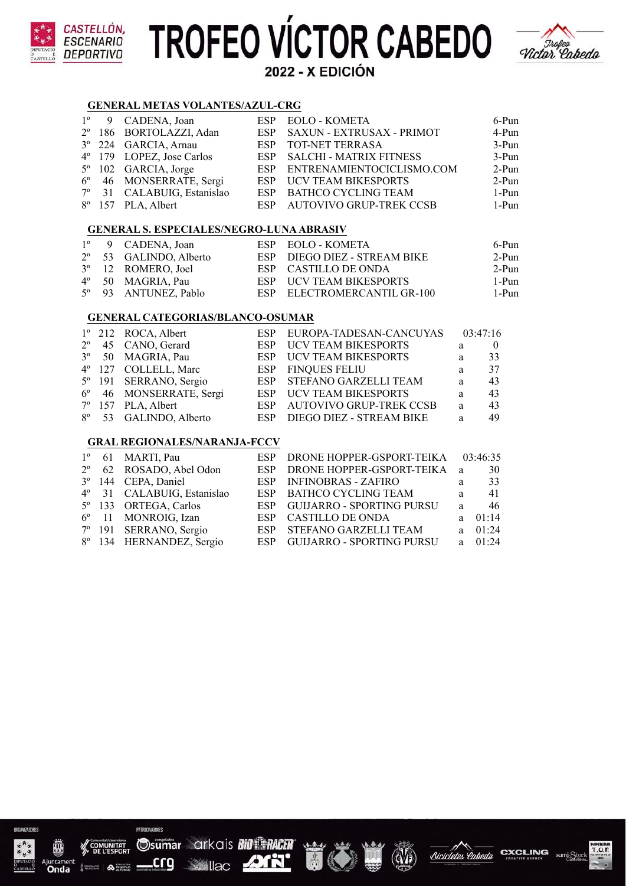# TROFEO VÍCTOR CABEDO

**2022 - X EDICIÓN**

## GENERAL METAS VOLANTES/AZUL-CRG

| | | | | | |
|---|---|---|---|---|---|
| 1º | 9 | CADENA, Joan | ESP | EOLO - KOMETA | 6-Pun |
| 2º | 186 | BORTOLAZZI, Adan | ESP | SAXUN - EXTRUSAX - PRIMOT | 4-Pun |
| 3º | 224 | GARCIA, Arnau | ESP | TOT-NET TERRASA | 3-Pun |
| 4º | 179 | LOPEZ, Jose Carlos | ESP | SALCHI - MATRIX FITNESS | 3-Pun |
| 5º | 102 | GARCIA, Jorge | ESP | ENTRENAMIENTOCICLISMO.COM | 2-Pun |
| 6º | 46 | MONSERRATE, Sergi | ESP | UCV TEAM BIKESPORTS | 2-Pun |
| 7º | 31 | CALABUIG, Estanislao | ESP | BATHCO CYCLING TEAM | 1-Pun |
| 8º | 157 | PLA, Albert | ESP | AUTOVIVO GRUP-TREK CCSB | 1-Pun |

## GENERAL S. ESPECIALES/NEGRO-LUNA ABRASIV

| | | | | | |
|---|---|---|---|---|---|
| 1º | 9 | CADENA, Joan | ESP | EOLO - KOMETA | 6-Pun |
| 2º | 53 | GALINDO, Alberto | ESP | DIEGO DIEZ - STREAM BIKE | 2-Pun |
| 3º | 12 | ROMERO, Joel | ESP | CASTILLO DE ONDA | 2-Pun |
| 4º | 50 | MAGRIA, Pau | ESP | UCV TEAM BIKESPORTS | 1-Pun |
| 5º | 93 | ANTUNEZ, Pablo | ESP | ELECTROMERCANTIL GR-100 | 1-Pun |

## GENERAL CATEGORIAS/BLANCO-OSUMAR

| | | | | | | |
|---|---|---|---|---|---|---|
| 1º | 212 | ROCA, Albert | ESP | EUROPA-TADESAN-CANCUYAS | | 03:47:16 |
| 2º | 45 | CANO, Gerard | ESP | UCV TEAM BIKESPORTS | a | 0 |
| 3º | 50 | MAGRIA, Pau | ESP | UCV TEAM BIKESPORTS | a | 33 |
| 4º | 127 | COLLELL, Marc | ESP | FINQUES FELIU | a | 37 |
| 5º | 191 | SERRANO, Sergio | ESP | STEFANO GARZELLI TEAM | a | 43 |
| 6º | 46 | MONSERRATE, Sergi | ESP | UCV TEAM BIKESPORTS | a | 43 |
| 7º | 157 | PLA, Albert | ESP | AUTOVIVO GRUP-TREK CCSB | a | 43 |
| 8º | 53 | GALINDO, Alberto | ESP | DIEGO DIEZ - STREAM BIKE | a | 49 |

## GRAL REGIONALES/NARANJA-FCCV

| | | | | | | |
|---|---|---|---|---|---|---|
| 1º | 61 | MARTI, Pau | ESP | DRONE HOPPER-GSPORT-TEIKA | | 03:46:35 |
| 2º | 62 | ROSADO, Abel Odon | ESP | DRONE HOPPER-GSPORT-TEIKA | a | 30 |
| 3º | 144 | CEPA, Daniel | ESP | INFINOBRAS - ZAFIRO | a | 33 |
| 4º | 31 | CALABUIG, Estanislao | ESP | BATHCO CYCLING TEAM | a | 41 |
| 5º | 133 | ORTEGA, Carlos | ESP | GUIJARRO - SPORTING PURSU | a | 46 |
| 6º | 11 | MONROIG, Izan | ESP | CASTILLO DE ONDA | a | 01:14 |
| 7º | 191 | SERRANO, Sergio | ESP | STEFANO GARZELLI TEAM | a | 01:24 |
| 8º | 134 | HERNANDEZ, Sergio | ESP | GUIJARRO - SPORTING PURSU | a | 01:24 |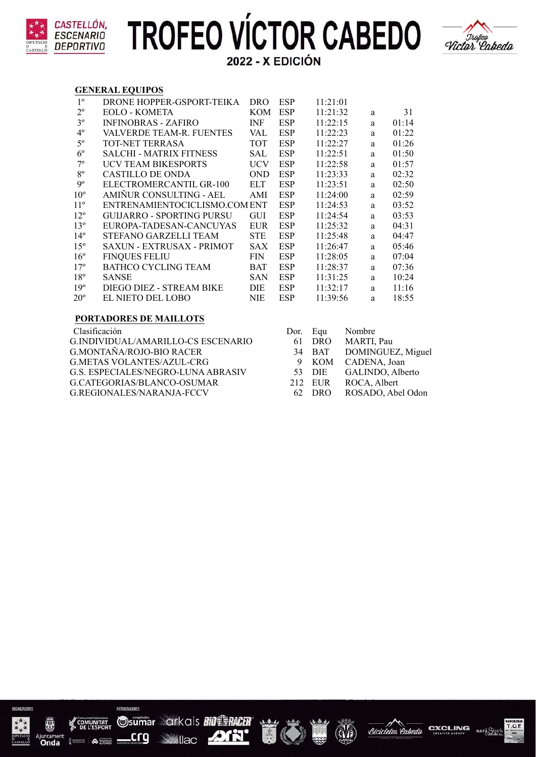# TROFEO VÍCTOR CABEDO

## 2022 - X EDICIÓN

### GENERAL EQUIPOS

| | | | | | | |
|---|---|---|---|---|---|---|
| 1º | DRONE HOPPER-GSPORT-TEIKA | DRO | ESP | 11:21:01 | | |
| 2º | EOLO - KOMETA | KOM | ESP | 11:21:32 | a | 31 |
| 3º | INFINOBRAS - ZAFIRO | INF | ESP | 11:22:15 | a | 01:14 |
| 4º | VALVERDE TEAM-R. FUENTES | VAL | ESP | 11:22:23 | a | 01:22 |
| 5º | TOT-NET TERRASA | TOT | ESP | 11:22:27 | a | 01:26 |
| 6º | SALCHI - MATRIX FITNESS | SAL | ESP | 11:22:51 | a | 01:50 |
| 7º | UCV TEAM BIKESPORTS | UCV | ESP | 11:22:58 | a | 01:57 |
| 8º | CASTILLO DE ONDA | OND | ESP | 11:23:33 | a | 02:32 |
| 9º | ELECTROMERCANTIL GR-100 | ELT | ESP | 11:23:51 | a | 02:50 |
| 10º | AMIÑUR CONSULTING - AEL | AMI | ESP | 11:24:00 | a | 02:59 |
| 11º | ENTRENAMIENTOCICLISMO.COM | ENT | ESP | 11:24:53 | a | 03:52 |
| 12º | GUIJARRO - SPORTING PURSU | GUI | ESP | 11:24:54 | a | 03:53 |
| 13º | EUROPA-TADESAN-CANCUYAS | EUR | ESP | 11:25:32 | a | 04:31 |
| 14º | STEFANO GARZELLI TEAM | STE | ESP | 11:25:48 | a | 04:47 |
| 15º | SAXUN - EXTRUSAX - PRIMOT | SAX | ESP | 11:26:47 | a | 05:46 |
| 16º | FINQUES FELIU | FIN | ESP | 11:28:05 | a | 07:04 |
| 17º | BATHCO CYCLING TEAM | BAT | ESP | 11:28:37 | a | 07:36 |
| 18º | SANSE | SAN | ESP | 11:31:25 | a | 10:24 |
| 19º | DIEGO DIEZ - STREAM BIKE | DIE | ESP | 11:32:17 | a | 11:16 |
| 20º | EL NIETO DEL LOBO | NIE | ESP | 11:39:56 | a | 18:55 |

### PORTADORES DE MAILLOTS

| Clasificación | Dor. | Equ | Nombre |
|---|---|---|---|
| G.INDIVIDUAL/AMARILLO-CS ESCENARIO | 61 | DRO | MARTI, Pau |
| G.MONTAÑA/ROJO-BIO RACER | 34 | BAT | DOMINGUEZ, Miguel |
| G.METAS VOLANTES/AZUL-CRG | 9 | KOM | CADENA, Joan |
| G.S. ESPECIALES/NEGRO-LUNA ABRASIV | 53 | DIE | GALINDO, Alberto |
| G.CATEGORIAS/BLANCO-OSUMAR | 212 | EUR | ROCA, Albert |
| G.REGIONALES/NARANJA-FCCV | 62 | DRO | ROSADO, Abel Odon |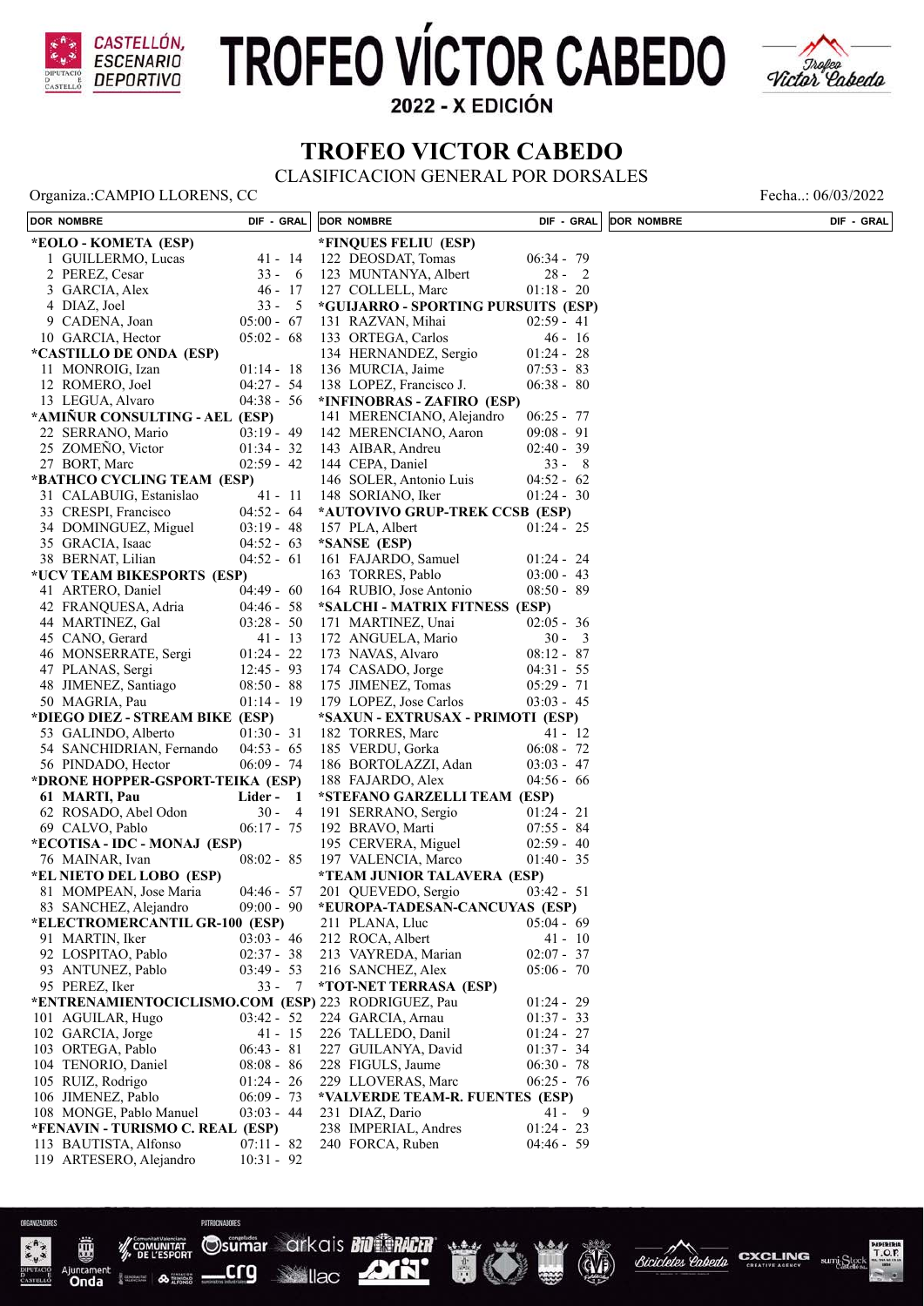# TROFEO VÍCTOR CABEDO

2022 - X EDICIÓN

## TROFEO VICTOR CABEDO

CLASIFICACION GENERAL POR DORSALES

Organiza.:CAMPIO LLORENS, CC

Fecha..: 06/03/2022

| DOR | NOMBRE | DIF - GRAL |
|---|---|---|
| | **\*EOLO - KOMETA (ESP)** | |
| 1 | GUILLERMO, Lucas | 41 - 14 |
| 2 | PEREZ, Cesar | 33 - 6 |
| 3 | GARCIA, Alex | 46 - 17 |
| 4 | DIAZ, Joel | 33 - 5 |
| 9 | CADENA, Joan | 05:00 - 67 |
| 10 | GARCIA, Hector | 05:02 - 68 |
| | **\*CASTILLO DE ONDA (ESP)** | |
| 11 | MONROIG, Izan | 01:14 - 18 |
| 12 | ROMERO, Joel | 04:27 - 54 |
| 13 | LEGUA, Alvaro | 04:38 - 56 |
| | **\*AMIÑUR CONSULTING - AEL (ESP)** | |
| 22 | SERRANO, Mario | 03:19 - 49 |
| 25 | ZOMEÑO, Victor | 01:34 - 32 |
| 27 | BORT, Marc | 02:59 - 42 |
| | **\*BATHCO CYCLING TEAM (ESP)** | |
| 31 | CALABUIG, Estanislao | 41 - 11 |
| 33 | CRESPI, Francisco | 04:52 - 64 |
| 34 | DOMINGUEZ, Miguel | 03:19 - 48 |
| 35 | GRACIA, Isaac | 04:52 - 63 |
| 38 | BERNAT, Lilian | 04:52 - 61 |
| | **\*UCV TEAM BIKESPORTS (ESP)** | |
| 41 | ARTERO, Daniel | 04:49 - 60 |
| 42 | FRANQUESA, Adria | 04:46 - 58 |
| 44 | MARTINEZ, Gal | 03:28 - 50 |
| 45 | CANO, Gerard | 41 - 13 |
| 46 | MONSERRATE, Sergi | 01:24 - 22 |
| 47 | PLANAS, Sergi | 12:45 - 93 |
| 48 | JIMENEZ, Santiago | 08:50 - 88 |
| 50 | MAGRIA, Pau | 01:14 - 19 |
| | **\*DIEGO DIEZ - STREAM BIKE (ESP)** | |
| 53 | GALINDO, Alberto | 01:30 - 31 |
| 54 | SANCHIDRIAN, Fernando | 04:53 - 65 |
| 56 | PINDADO, Hector | 06:09 - 74 |
| | **\*DRONE HOPPER-GSPORT-TEIKA (ESP)** | |
| **61** | **MARTI, Pau** | **Lider - 1** |
| 62 | ROSADO, Abel Odon | 30 - 4 |
| 69 | CALVO, Pablo | 06:17 - 75 |
| | **\*ECOTISA - IDC - MONAJ (ESP)** | |
| 76 | MAINAR, Ivan | 08:02 - 85 |
| | **\*EL NIETO DEL LOBO (ESP)** | |
| 81 | MOMPEAN, Jose Maria | 04:46 - 57 |
| 83 | SANCHEZ, Alejandro | 09:00 - 90 |
| | **\*ELECTROMERCANTIL GR-100 (ESP)** | |
| 91 | MARTIN, Iker | 03:03 - 46 |
| 92 | LOSPITAO, Pablo | 02:37 - 38 |
| 93 | ANTUNEZ, Pablo | 03:49 - 53 |
| 95 | PEREZ, Iker | 33 - 7 |
| | **\*ENTRENAMIENTOCICLISMO.COM (ESP)** | |
| 101 | AGUILAR, Hugo | 03:42 - 52 |
| 102 | GARCIA, Jorge | 41 - 15 |
| 103 | ORTEGA, Pablo | 06:43 - 81 |
| 104 | TENORIO, Daniel | 08:08 - 86 |
| 105 | RUIZ, Rodrigo | 01:24 - 26 |
| 106 | JIMENEZ, Pablo | 06:09 - 73 |
| 108 | MONGE, Pablo Manuel | 03:03 - 44 |
| | **\*FENAVIN - TURISMO C. REAL (ESP)** | |
| 113 | BAUTISTA, Alfonso | 07:11 - 82 |
| 119 | ARTESERO, Alejandro | 10:31 - 92 |
| | **\*FINQUES FELIU (ESP)** | |
| 122 | DEOSDAT, Tomas | 06:34 - 79 |
| 123 | MUNTANYA, Albert | 28 - 2 |
| 127 | COLLELL, Marc | 01:18 - 20 |
| | **\*GUIJARRO - SPORTING PURSUITS (ESP)** | |
| 131 | RAZVAN, Mihai | 02:59 - 41 |
| 133 | ORTEGA, Carlos | 46 - 16 |
| 134 | HERNANDEZ, Sergio | 01:24 - 28 |
| 136 | MURCIA, Jaime | 07:53 - 83 |
| 138 | LOPEZ, Francisco J. | 06:38 - 80 |
| | **\*INFINOBRAS - ZAFIRO (ESP)** | |
| 141 | MERENCIANO, Alejandro | 06:25 - 77 |
| 142 | MERENCIANO, Aaron | 09:08 - 91 |
| 143 | AIBAR, Andreu | 02:40 - 39 |
| 144 | CEPA, Daniel | 33 - 8 |
| 146 | SOLER, Antonio Luis | 04:52 - 62 |
| 148 | SORIANO, Iker | 01:24 - 30 |
| | **\*AUTOVIVO GRUP-TREK CCSB (ESP)** | |
| 157 | PLA, Albert | 01:24 - 25 |
| | **\*SANSE (ESP)** | |
| 161 | FAJARDO, Samuel | 01:24 - 24 |
| 163 | TORRES, Pablo | 03:00 - 43 |
| 164 | RUBIO, Jose Antonio | 08:50 - 89 |
| | **\*SALCHI - MATRIX FITNESS (ESP)** | |
| 171 | MARTINEZ, Unai | 02:05 - 36 |
| 172 | ANGUELA, Mario | 30 - 3 |
| 173 | NAVAS, Alvaro | 08:12 - 87 |
| 174 | CASADO, Jorge | 04:31 - 55 |
| 175 | JIMENEZ, Tomas | 05:29 - 71 |
| 179 | LOPEZ, Jose Carlos | 03:03 - 45 |
| | **\*SAXUN - EXTRUSAX - PRIMOTI (ESP)** | |
| 182 | TORRES, Marc | 41 - 12 |
| 185 | VERDU, Gorka | 06:08 - 72 |
| 186 | BORTOLAZZI, Adan | 03:03 - 47 |
| 188 | FAJARDO, Alex | 04:56 - 66 |
| | **\*STEFANO GARZELLI TEAM (ESP)** | |
| 191 | SERRANO, Sergio | 01:24 - 21 |
| 192 | BRAVO, Marti | 07:55 - 84 |
| 195 | CERVERA, Miguel | 02:59 - 40 |
| 197 | VALENCIA, Marco | 01:40 - 35 |
| | **\*TEAM JUNIOR TALAVERA (ESP)** | |
| 201 | QUEVEDO, Sergio | 03:42 - 51 |
| | **\*EUROPA-TADESAN-CANCUYAS (ESP)** | |
| 211 | PLANA, Lluc | 05:04 - 69 |
| 212 | ROCA, Albert | 41 - 10 |
| 213 | VAYREDA, Marian | 02:07 - 37 |
| 216 | SANCHEZ, Alex | 05:06 - 70 |
| | **\*TOT-NET TERRASA (ESP)** | |
| 223 | RODRIGUEZ, Pau | 01:24 - 29 |
| 224 | GARCIA, Arnau | 01:37 - 33 |
| 226 | TALLEDO, Danil | 01:24 - 27 |
| 227 | GUILANYA, David | 01:37 - 34 |
| 228 | FIGULS, Jaume | 06:30 - 78 |
| 229 | LLOVERAS, Marc | 06:25 - 76 |
| | **\*VALVERDE TEAM-R. FUENTES (ESP)** | |
| 231 | DIAZ, Dario | 41 - 9 |
| 238 | IMPERIAL, Andres | 01:24 - 23 |
| 240 | FORCA, Ruben | 04:46 - 59 |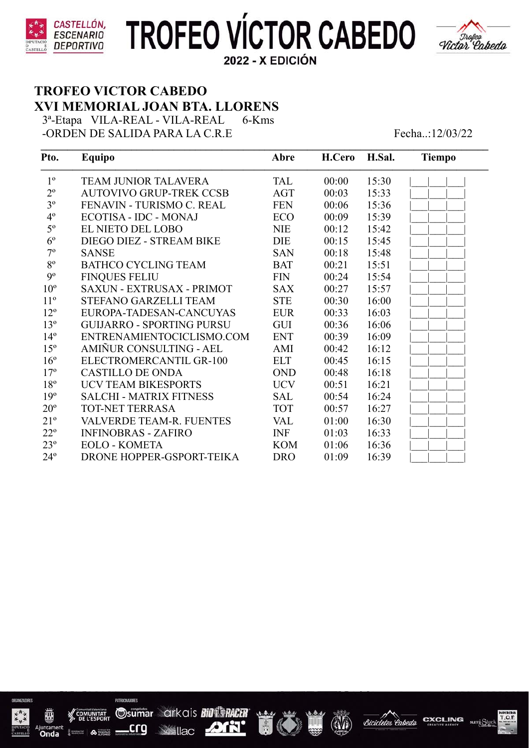# TROFEO VÍCTOR CABEDO

2022 - X EDICIÓN

## TROFEO VICTOR CABEDO
## XVI MEMORIAL JOAN BTA. LLORENS

3ª-Etapa VILA-REAL - VILA-REAL 6-Kms

-ORDEN DE SALIDA PARA LA C.R.E

Fecha..:12/03/22

| Pto. | Equipo | Abre | H.Cero | H.Sal. | Tiempo |
|---|---|---|---|---|---|
| 1º | TEAM JUNIOR TALAVERA | TAL | 00:00 | 15:30 | |
| 2º | AUTOVIVO GRUP-TREK CCSB | AGT | 00:03 | 15:33 | |
| 3º | FENAVIN - TURISMO C. REAL | FEN | 00:06 | 15:36 | |
| 4º | ECOTISA - IDC - MONAJ | ECO | 00:09 | 15:39 | |
| 5º | EL NIETO DEL LOBO | NIE | 00:12 | 15:42 | |
| 6º | DIEGO DIEZ - STREAM BIKE | DIE | 00:15 | 15:45 | |
| 7º | SANSE | SAN | 00:18 | 15:48 | |
| 8º | BATHCO CYCLING TEAM | BAT | 00:21 | 15:51 | |
| 9º | FINQUES FELIU | FIN | 00:24 | 15:54 | |
| 10º | SAXUN - EXTRUSAX - PRIMOT | SAX | 00:27 | 15:57 | |
| 11º | STEFANO GARZELLI TEAM | STE | 00:30 | 16:00 | |
| 12º | EUROPA-TADESAN-CANCUYAS | EUR | 00:33 | 16:03 | |
| 13º | GUIJARRO - SPORTING PURSU | GUI | 00:36 | 16:06 | |
| 14º | ENTRENAMIENTOCICLISMO.COM | ENT | 00:39 | 16:09 | |
| 15º | AMIÑUR CONSULTING - AEL | AMI | 00:42 | 16:12 | |
| 16º | ELECTROMERCANTIL GR-100 | ELT | 00:45 | 16:15 | |
| 17º | CASTILLO DE ONDA | OND | 00:48 | 16:18 | |
| 18º | UCV TEAM BIKESPORTS | UCV | 00:51 | 16:21 | |
| 19º | SALCHI - MATRIX FITNESS | SAL | 00:54 | 16:24 | |
| 20º | TOT-NET TERRASA | TOT | 00:57 | 16:27 | |
| 21º | VALVERDE TEAM-R. FUENTES | VAL | 01:00 | 16:30 | |
| 22º | INFINOBRAS - ZAFIRO | INF | 01:03 | 16:33 | |
| 23º | EOLO - KOMETA | KOM | 01:06 | 16:36 | |
| 24º | DRONE HOPPER-GSPORT-TEIKA | DRO | 01:09 | 16:39 | |